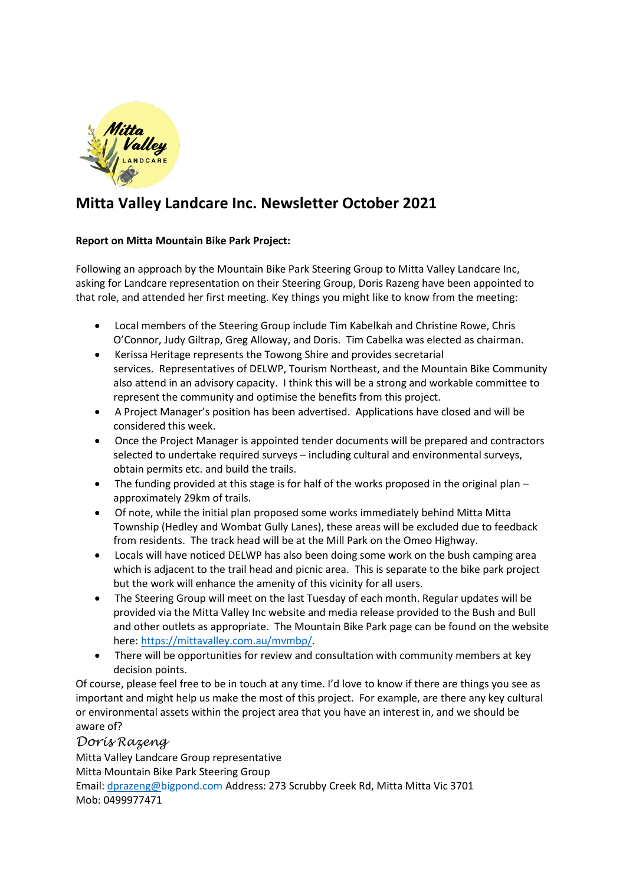# Mitta Valley Landcare Inc. Newsletter October 2021

**Report on Mitta Mountain Bike Park Project:**

Following an approach by the Mountain Bike Park Steering Group to Mitta Valley Landcare Inc, asking for Landcare representation on their Steering Group, Doris Razeng have been appointed to that role, and attended her first meeting. Key things you might like to know from the meeting:

- Local members of the Steering Group include Tim Kabelkah and Christine Rowe, Chris O'Connor, Judy Giltrap, Greg Alloway, and Doris. Tim Cabelka was elected as chairman.
- Kerissa Heritage represents the Towong Shire and provides secretarial services. Representatives of DELWP, Tourism Northeast, and the Mountain Bike Community also attend in an advisory capacity. I think this will be a strong and workable committee to represent the community and optimise the benefits from this project.
- A Project Manager's position has been advertised. Applications have closed and will be considered this week.
- Once the Project Manager is appointed tender documents will be prepared and contractors selected to undertake required surveys – including cultural and environmental surveys, obtain permits etc. and build the trails.
- The funding provided at this stage is for half of the works proposed in the original plan – approximately 29km of trails.
- Of note, while the initial plan proposed some works immediately behind Mitta Mitta Township (Hedley and Wombat Gully Lanes), these areas will be excluded due to feedback from residents. The track head will be at the Mill Park on the Omeo Highway.
- Locals will have noticed DELWP has also been doing some work on the bush camping area which is adjacent to the trail head and picnic area. This is separate to the bike park project but the work will enhance the amenity of this vicinity for all users.
- The Steering Group will meet on the last Tuesday of each month. Regular updates will be provided via the Mitta Valley Inc website and media release provided to the Bush and Bull and other outlets as appropriate. The Mountain Bike Park page can be found on the website here: https://mittavalley.com.au/mvmbp/.
- There will be opportunities for review and consultation with community members at key decision points.

Of course, please feel free to be in touch at any time. I'd love to know if there are things you see as important and might help us make the most of this project. For example, are there any key cultural or environmental assets within the project area that you have an interest in, and we should be aware of?

*Doris Razeng*
Mitta Valley Landcare Group representative
Mitta Mountain Bike Park Steering Group
Email: dprazeng@bigpond.com Address: 273 Scrubby Creek Rd, Mitta Mitta Vic 3701
Mob: 0499977471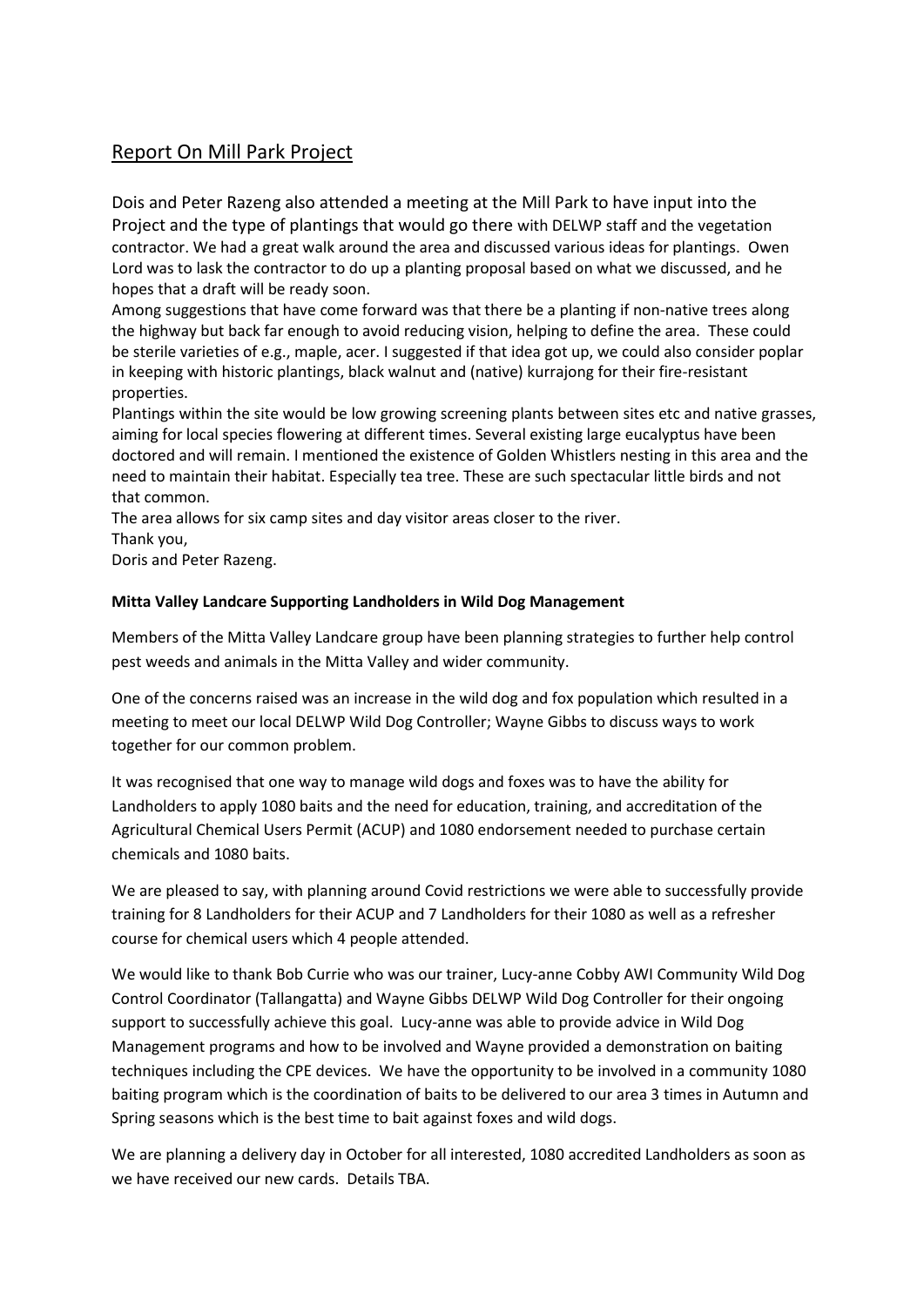## Report On Mill Park Project

Dois and Peter Razeng also attended a meeting at the Mill Park to have input into the Project and the type of plantings that would go there with DELWP staff and the vegetation contractor. We had a great walk around the area and discussed various ideas for plantings. Owen Lord was to lask the contractor to do up a planting proposal based on what we discussed, and he hopes that a draft will be ready soon.

Among suggestions that have come forward was that there be a planting if non-native trees along the highway but back far enough to avoid reducing vision, helping to define the area. These could be sterile varieties of e.g., maple, acer. I suggested if that idea got up, we could also consider poplar in keeping with historic plantings, black walnut and (native) kurrajong for their fire-resistant properties.

Plantings within the site would be low growing screening plants between sites etc and native grasses, aiming for local species flowering at different times. Several existing large eucalyptus have been doctored and will remain. I mentioned the existence of Golden Whistlers nesting in this area and the need to maintain their habitat. Especially tea tree. These are such spectacular little birds and not that common.

The area allows for six camp sites and day visitor areas closer to the river.

Thank you,

Doris and Peter Razeng.

**Mitta Valley Landcare Supporting Landholders in Wild Dog Management**

Members of the Mitta Valley Landcare group have been planning strategies to further help control pest weeds and animals in the Mitta Valley and wider community.

One of the concerns raised was an increase in the wild dog and fox population which resulted in a meeting to meet our local DELWP Wild Dog Controller; Wayne Gibbs to discuss ways to work together for our common problem.

It was recognised that one way to manage wild dogs and foxes was to have the ability for Landholders to apply 1080 baits and the need for education, training, and accreditation of the Agricultural Chemical Users Permit (ACUP) and 1080 endorsement needed to purchase certain chemicals and 1080 baits.

We are pleased to say, with planning around Covid restrictions we were able to successfully provide training for 8 Landholders for their ACUP and 7 Landholders for their 1080 as well as a refresher course for chemical users which 4 people attended.

We would like to thank Bob Currie who was our trainer, Lucy-anne Cobby AWI Community Wild Dog Control Coordinator (Tallangatta) and Wayne Gibbs DELWP Wild Dog Controller for their ongoing support to successfully achieve this goal. Lucy-anne was able to provide advice in Wild Dog Management programs and how to be involved and Wayne provided a demonstration on baiting techniques including the CPE devices. We have the opportunity to be involved in a community 1080 baiting program which is the coordination of baits to be delivered to our area 3 times in Autumn and Spring seasons which is the best time to bait against foxes and wild dogs.

We are planning a delivery day in October for all interested, 1080 accredited Landholders as soon as we have received our new cards. Details TBA.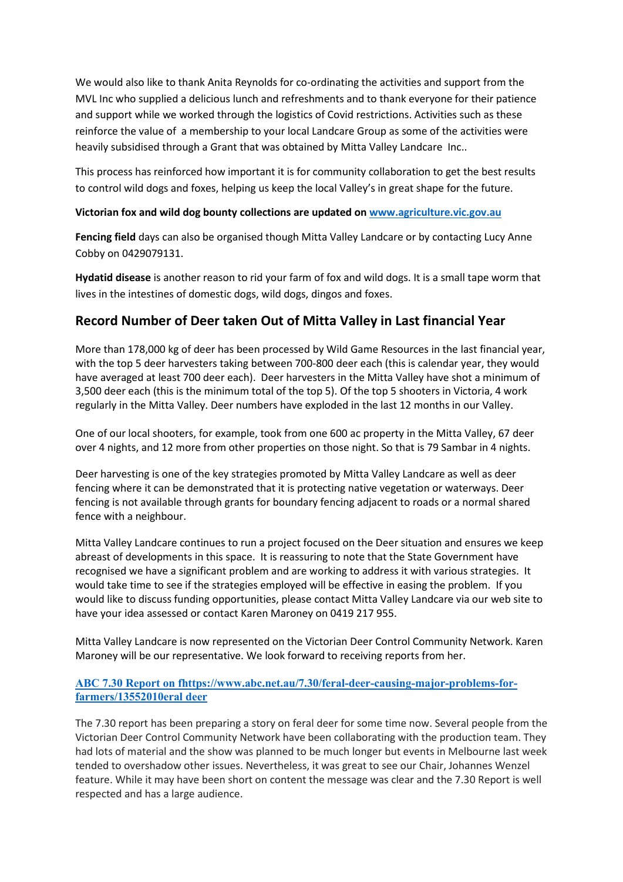We would also like to thank Anita Reynolds for co-ordinating the activities and support from the MVL Inc who supplied a delicious lunch and refreshments and to thank everyone for their patience and support while we worked through the logistics of Covid restrictions. Activities such as these reinforce the value of a membership to your local Landcare Group as some of the activities were heavily subsidised through a Grant that was obtained by Mitta Valley Landcare Inc..

This process has reinforced how important it is for community collaboration to get the best results to control wild dogs and foxes, helping us keep the local Valley's in great shape for the future.

**Victorian fox and wild dog bounty collections are updated on [www.agriculture.vic.gov.au](http://www.agriculture.vic.gov.au)**

**Fencing field** days can also be organised though Mitta Valley Landcare or by contacting Lucy Anne Cobby on 0429079131.

**Hydatid disease** is another reason to rid your farm of fox and wild dogs. It is a small tape worm that lives in the intestines of domestic dogs, wild dogs, dingos and foxes.

## Record Number of Deer taken Out of Mitta Valley in Last financial Year

More than 178,000 kg of deer has been processed by Wild Game Resources in the last financial year, with the top 5 deer harvesters taking between 700-800 deer each (this is calendar year, they would have averaged at least 700 deer each). Deer harvesters in the Mitta Valley have shot a minimum of 3,500 deer each (this is the minimum total of the top 5). Of the top 5 shooters in Victoria, 4 work regularly in the Mitta Valley. Deer numbers have exploded in the last 12 months in our Valley.

One of our local shooters, for example, took from one 600 ac property in the Mitta Valley, 67 deer over 4 nights, and 12 more from other properties on those night. So that is 79 Sambar in 4 nights.

Deer harvesting is one of the key strategies promoted by Mitta Valley Landcare as well as deer fencing where it can be demonstrated that it is protecting native vegetation or waterways. Deer fencing is not available through grants for boundary fencing adjacent to roads or a normal shared fence with a neighbour.

Mitta Valley Landcare continues to run a project focused on the Deer situation and ensures we keep abreast of developments in this space. It is reassuring to note that the State Government have recognised we have a significant problem and are working to address it with various strategies. It would take time to see if the strategies employed will be effective in easing the problem. If you would like to discuss funding opportunities, please contact Mitta Valley Landcare via our web site to have your idea assessed or contact Karen Maroney on 0419 217 955.

Mitta Valley Landcare is now represented on the Victorian Deer Control Community Network. Karen Maroney will be our representative. We look forward to receiving reports from her.

**[ABC 7.30 Report on fhttps://www.abc.net.au/7.30/feral-deer-causing-major-problems-for-farmers/13552010eral deer](https://www.abc.net.au/7.30/feral-deer-causing-major-problems-for-farmers/13552010)**

The 7.30 report has been preparing a story on feral deer for some time now. Several people from the Victorian Deer Control Community Network have been collaborating with the production team. They had lots of material and the show was planned to be much longer but events in Melbourne last week tended to overshadow other issues. Nevertheless, it was great to see our Chair, Johannes Wenzel feature. While it may have been short on content the message was clear and the 7.30 Report is well respected and has a large audience.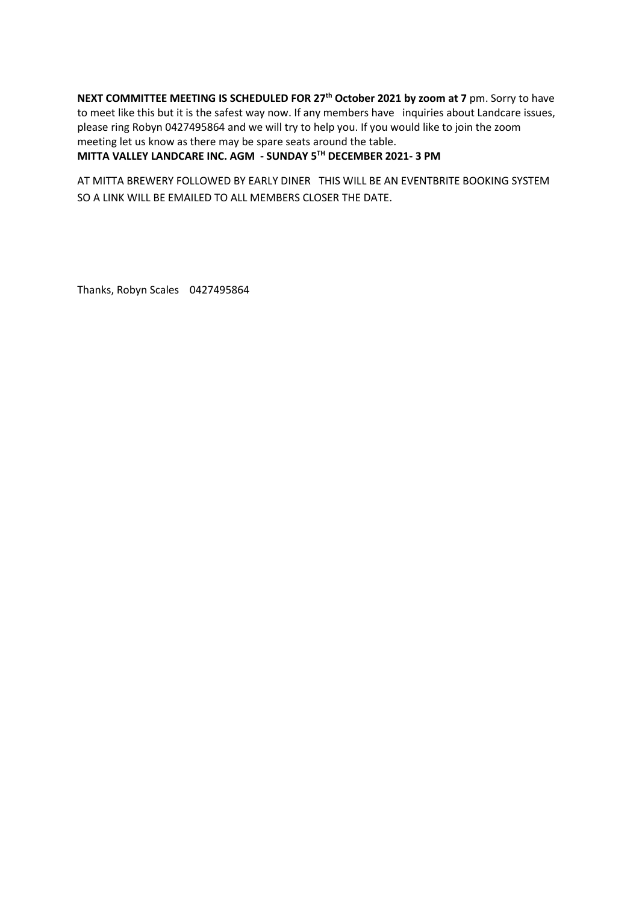**NEXT COMMITTEE MEETING IS SCHEDULED FOR 27th October 2021 by zoom at 7** pm. Sorry to have to meet like this but it is the safest way now. If any members have inquiries about Landcare issues, please ring Robyn 0427495864 and we will try to help you. If you would like to join the zoom meeting let us know as there may be spare seats around the table.

**MITTA VALLEY LANDCARE INC. AGM - SUNDAY 5TH DECEMBER 2021- 3 PM**

AT MITTA BREWERY FOLLOWED BY EARLY DINER THIS WILL BE AN EVENTBRITE BOOKING SYSTEM SO A LINK WILL BE EMAILED TO ALL MEMBERS CLOSER THE DATE.

Thanks, Robyn Scales 0427495864